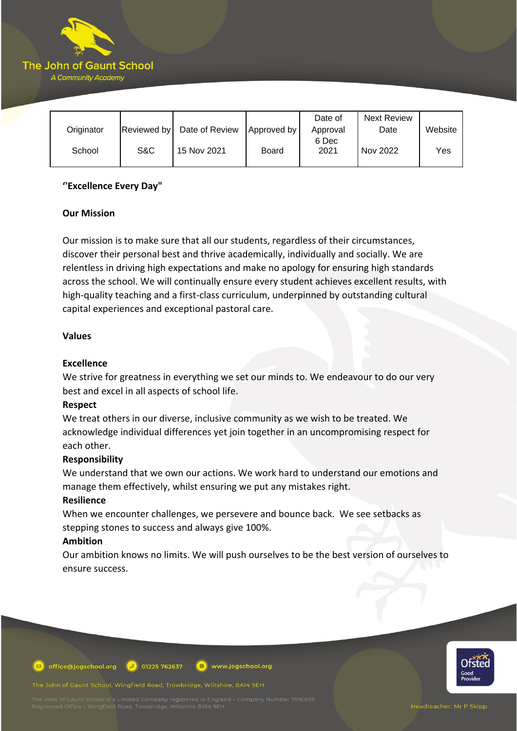| Originator | Reviewed by | Date of Review | Approved by | Date of Approval | Next Review Date | Website |
|---|---|---|---|---|---|---|
| School | S&C | 15 Nov 2021 | Board | 6 Dec 2021 | Nov 2022 | Yes |

**"Excellence Every Day"**

**Our Mission**

Our mission is to make sure that all our students, regardless of their circumstances, discover their personal best and thrive academically, individually and socially. We are relentless in driving high expectations and make no apology for ensuring high standards across the school. We will continually ensure every student achieves excellent results, with high-quality teaching and a first-class curriculum, underpinned by outstanding cultural capital experiences and exceptional pastoral care.

**Values**

**Excellence**
We strive for greatness in everything we set our minds to. We endeavour to do our very best and excel in all aspects of school life.

**Respect**
We treat others in our diverse, inclusive community as we wish to be treated. We acknowledge individual differences yet join together in an uncompromising respect for each other.

**Responsibility**
We understand that we own our actions. We work hard to understand our emotions and manage them effectively, whilst ensuring we put any mistakes right.

**Resilience**
When we encounter challenges, we persevere and bounce back. We see setbacks as stepping stones to success and always give 100%.

**Ambition**
Our ambition knows no limits. We will push ourselves to be the best version of ourselves to ensure success.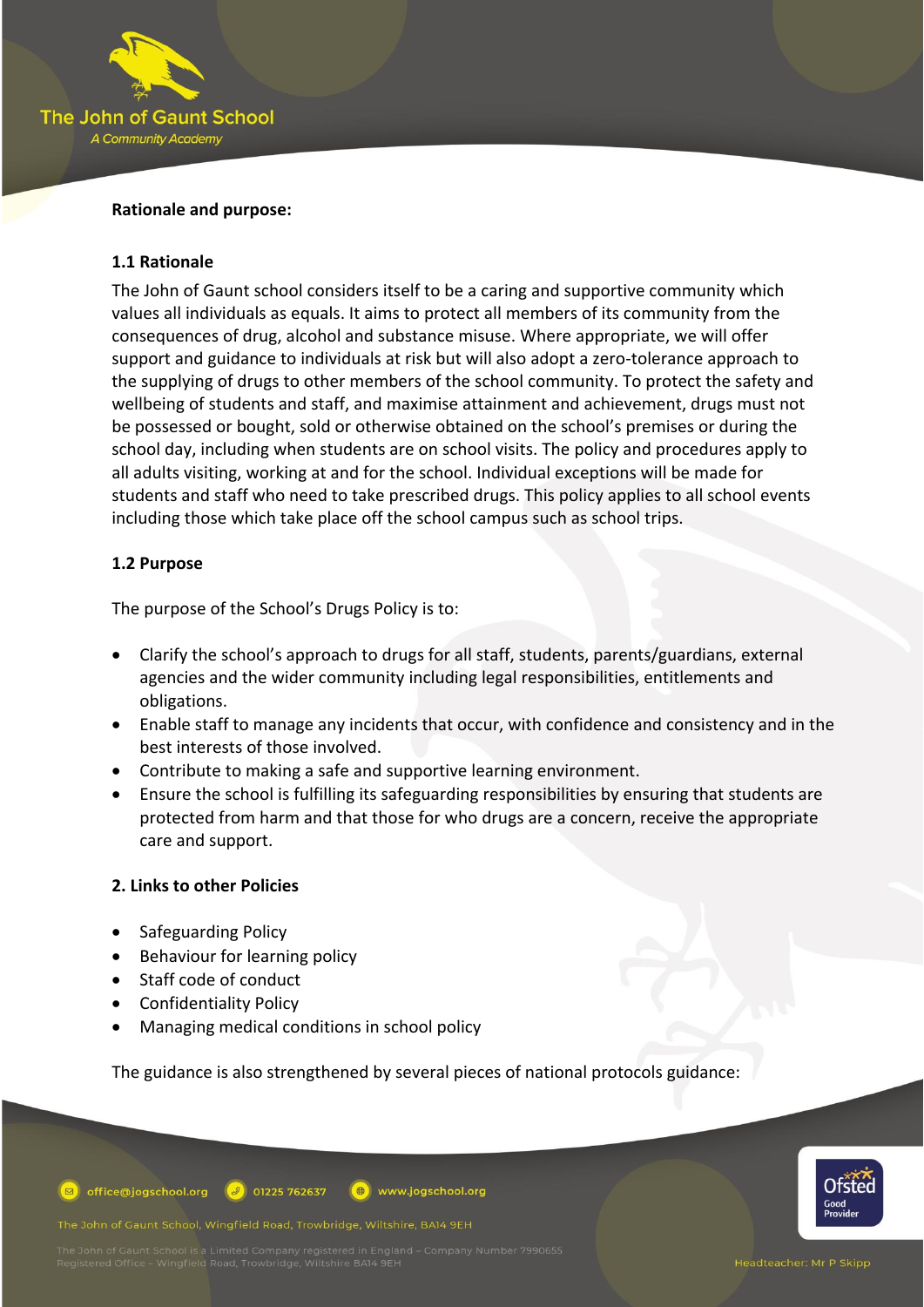**Rationale and purpose:**

**1.1 Rationale**

The John of Gaunt school considers itself to be a caring and supportive community which values all individuals as equals. It aims to protect all members of its community from the consequences of drug, alcohol and substance misuse. Where appropriate, we will offer support and guidance to individuals at risk but will also adopt a zero-tolerance approach to the supplying of drugs to other members of the school community. To protect the safety and wellbeing of students and staff, and maximise attainment and achievement, drugs must not be possessed or bought, sold or otherwise obtained on the school's premises or during the school day, including when students are on school visits. The policy and procedures apply to all adults visiting, working at and for the school. Individual exceptions will be made for students and staff who need to take prescribed drugs. This policy applies to all school events including those which take place off the school campus such as school trips.

**1.2 Purpose**

The purpose of the School's Drugs Policy is to:

- Clarify the school's approach to drugs for all staff, students, parents/guardians, external agencies and the wider community including legal responsibilities, entitlements and obligations.
- Enable staff to manage any incidents that occur, with confidence and consistency and in the best interests of those involved.
- Contribute to making a safe and supportive learning environment.
- Ensure the school is fulfilling its safeguarding responsibilities by ensuring that students are protected from harm and that those for who drugs are a concern, receive the appropriate care and support.

**2. Links to other Policies**

- Safeguarding Policy
- Behaviour for learning policy
- Staff code of conduct
- Confidentiality Policy
- Managing medical conditions in school policy

The guidance is also strengthened by several pieces of national protocols guidance: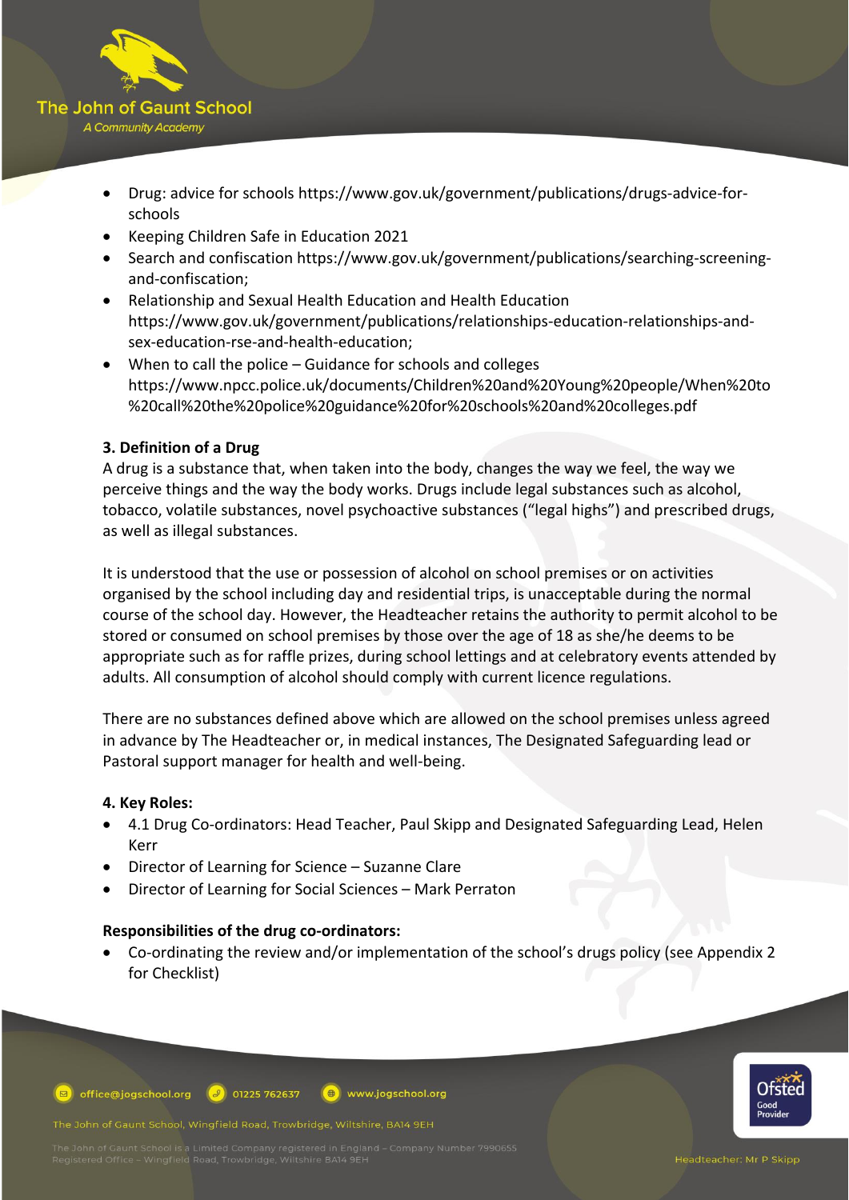- Drug: advice for schools https://www.gov.uk/government/publications/drugs-advice-for-schools
- Keeping Children Safe in Education 2021
- Search and confiscation https://www.gov.uk/government/publications/searching-screening-and-confiscation;
- Relationship and Sexual Health Education and Health Education https://www.gov.uk/government/publications/relationships-education-relationships-and-sex-education-rse-and-health-education;
- When to call the police – Guidance for schools and colleges https://www.npcc.police.uk/documents/Children%20and%20Young%20people/When%20to%20call%20the%20police%20guidance%20for%20schools%20and%20colleges.pdf

## 3. Definition of a Drug

A drug is a substance that, when taken into the body, changes the way we feel, the way we perceive things and the way the body works. Drugs include legal substances such as alcohol, tobacco, volatile substances, novel psychoactive substances ("legal highs") and prescribed drugs, as well as illegal substances.

It is understood that the use or possession of alcohol on school premises or on activities organised by the school including day and residential trips, is unacceptable during the normal course of the school day. However, the Headteacher retains the authority to permit alcohol to be stored or consumed on school premises by those over the age of 18 as she/he deems to be appropriate such as for raffle prizes, during school lettings and at celebratory events attended by adults. All consumption of alcohol should comply with current licence regulations.

There are no substances defined above which are allowed on the school premises unless agreed in advance by The Headteacher or, in medical instances, The Designated Safeguarding lead or Pastoral support manager for health and well-being.

## 4. Key Roles:

- 4.1 Drug Co-ordinators: Head Teacher, Paul Skipp and Designated Safeguarding Lead, Helen Kerr
- Director of Learning for Science – Suzanne Clare
- Director of Learning for Social Sciences – Mark Perraton

**Responsibilities of the drug co-ordinators:**

- Co-ordinating the review and/or implementation of the school's drugs policy (see Appendix 2 for Checklist)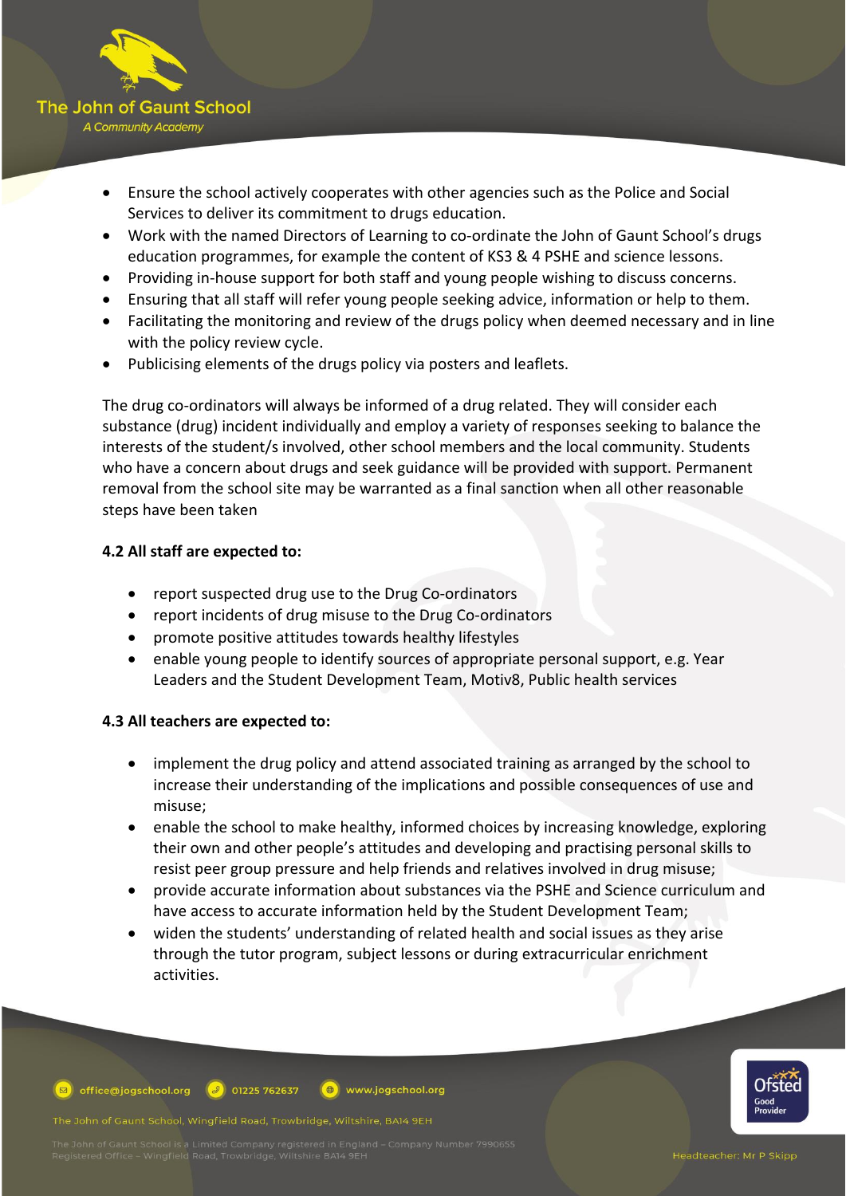- Ensure the school actively cooperates with other agencies such as the Police and Social Services to deliver its commitment to drugs education.
- Work with the named Directors of Learning to co-ordinate the John of Gaunt School's drugs education programmes, for example the content of KS3 & 4 PSHE and science lessons.
- Providing in-house support for both staff and young people wishing to discuss concerns.
- Ensuring that all staff will refer young people seeking advice, information or help to them.
- Facilitating the monitoring and review of the drugs policy when deemed necessary and in line with the policy review cycle.
- Publicising elements of the drugs policy via posters and leaflets.

The drug co-ordinators will always be informed of a drug related. They will consider each substance (drug) incident individually and employ a variety of responses seeking to balance the interests of the student/s involved, other school members and the local community. Students who have a concern about drugs and seek guidance will be provided with support. Permanent removal from the school site may be warranted as a final sanction when all other reasonable steps have been taken

**4.2 All staff are expected to:**

- report suspected drug use to the Drug Co-ordinators
- report incidents of drug misuse to the Drug Co-ordinators
- promote positive attitudes towards healthy lifestyles
- enable young people to identify sources of appropriate personal support, e.g. Year Leaders and the Student Development Team, Motiv8, Public health services

**4.3 All teachers are expected to:**

- implement the drug policy and attend associated training as arranged by the school to increase their understanding of the implications and possible consequences of use and misuse;
- enable the school to make healthy, informed choices by increasing knowledge, exploring their own and other people's attitudes and developing and practising personal skills to resist peer group pressure and help friends and relatives involved in drug misuse;
- provide accurate information about substances via the PSHE and Science curriculum and have access to accurate information held by the Student Development Team;
- widen the students' understanding of related health and social issues as they arise through the tutor program, subject lessons or during extracurricular enrichment activities.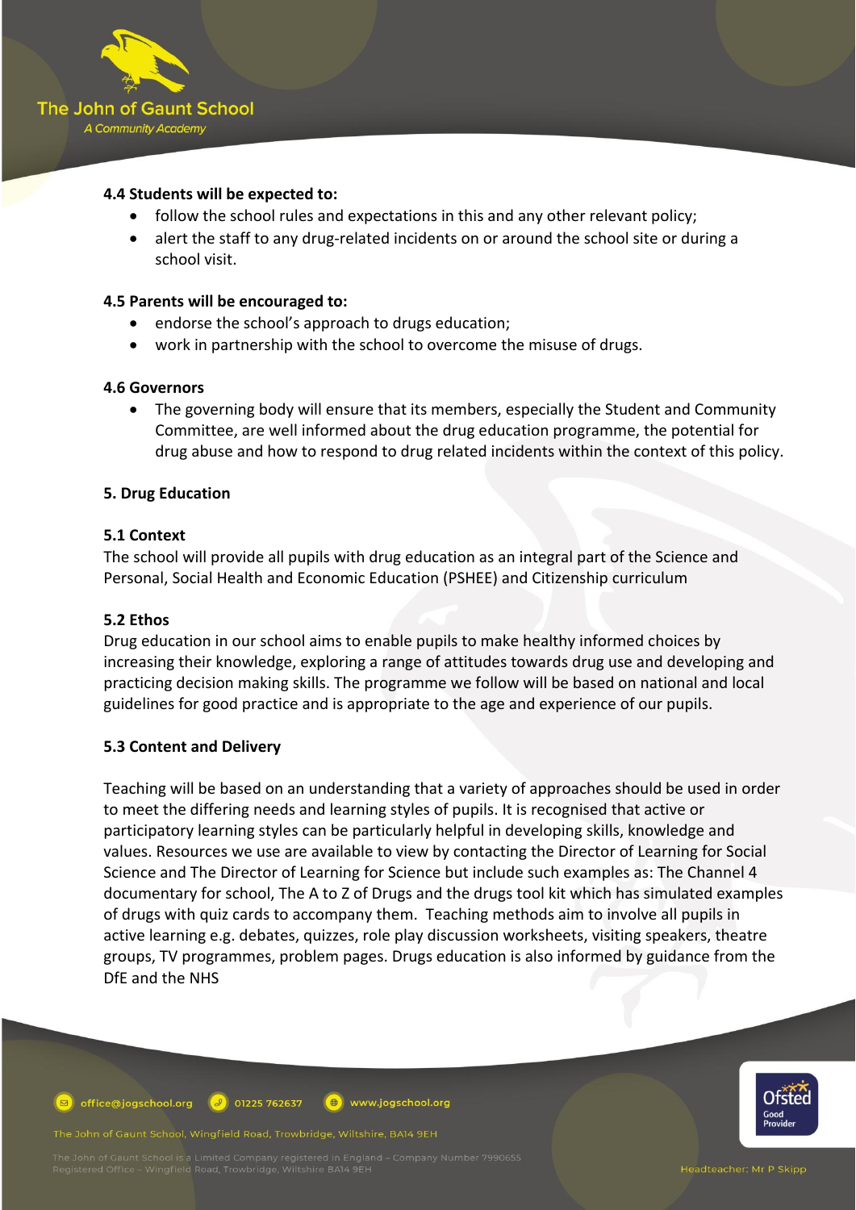### 4.4 Students will be expected to:

- follow the school rules and expectations in this and any other relevant policy;
- alert the staff to any drug-related incidents on or around the school site or during a school visit.

### 4.5 Parents will be encouraged to:

- endorse the school's approach to drugs education;
- work in partnership with the school to overcome the misuse of drugs.

### 4.6 Governors

- The governing body will ensure that its members, especially the Student and Community Committee, are well informed about the drug education programme, the potential for drug abuse and how to respond to drug related incidents within the context of this policy.

## 5. Drug Education

### 5.1 Context

The school will provide all pupils with drug education as an integral part of the Science and Personal, Social Health and Economic Education (PSHEE) and Citizenship curriculum

### 5.2 Ethos

Drug education in our school aims to enable pupils to make healthy informed choices by increasing their knowledge, exploring a range of attitudes towards drug use and developing and practicing decision making skills. The programme we follow will be based on national and local guidelines for good practice and is appropriate to the age and experience of our pupils.

### 5.3 Content and Delivery

Teaching will be based on an understanding that a variety of approaches should be used in order to meet the differing needs and learning styles of pupils. It is recognised that active or participatory learning styles can be particularly helpful in developing skills, knowledge and values. Resources we use are available to view by contacting the Director of Learning for Social Science and The Director of Learning for Science but include such examples as: The Channel 4 documentary for school, The A to Z of Drugs and the drugs tool kit which has simulated examples of drugs with quiz cards to accompany them. Teaching methods aim to involve all pupils in active learning e.g. debates, quizzes, role play discussion worksheets, visiting speakers, theatre groups, TV programmes, problem pages. Drugs education is also informed by guidance from the DfE and the NHS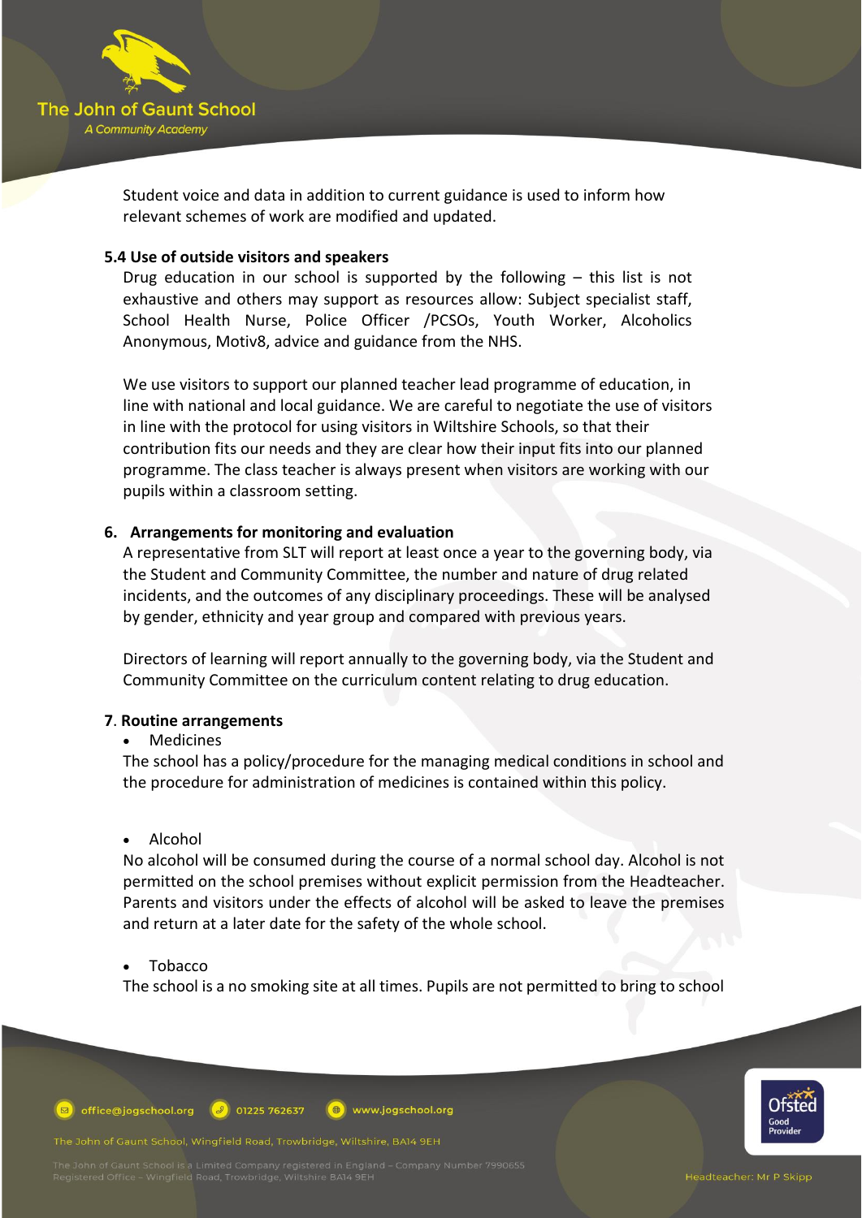Student voice and data in addition to current guidance is used to inform how relevant schemes of work are modified and updated.

### 5.4 Use of outside visitors and speakers

Drug education in our school is supported by the following – this list is not exhaustive and others may support as resources allow: Subject specialist staff, School Health Nurse, Police Officer /PCSOs, Youth Worker, Alcoholics Anonymous, Motiv8, advice and guidance from the NHS.

We use visitors to support our planned teacher lead programme of education, in line with national and local guidance. We are careful to negotiate the use of visitors in line with the protocol for using visitors in Wiltshire Schools, so that their contribution fits our needs and they are clear how their input fits into our planned programme. The class teacher is always present when visitors are working with our pupils within a classroom setting.

## 6. Arrangements for monitoring and evaluation

A representative from SLT will report at least once a year to the governing body, via the Student and Community Committee, the number and nature of drug related incidents, and the outcomes of any disciplinary proceedings. These will be analysed by gender, ethnicity and year group and compared with previous years.

Directors of learning will report annually to the governing body, via the Student and Community Committee on the curriculum content relating to drug education.

## 7. Routine arrangements

- Medicines

The school has a policy/procedure for the managing medical conditions in school and the procedure for administration of medicines is contained within this policy.

- Alcohol

No alcohol will be consumed during the course of a normal school day. Alcohol is not permitted on the school premises without explicit permission from the Headteacher. Parents and visitors under the effects of alcohol will be asked to leave the premises and return at a later date for the safety of the whole school.

- Tobacco

The school is a no smoking site at all times. Pupils are not permitted to bring to school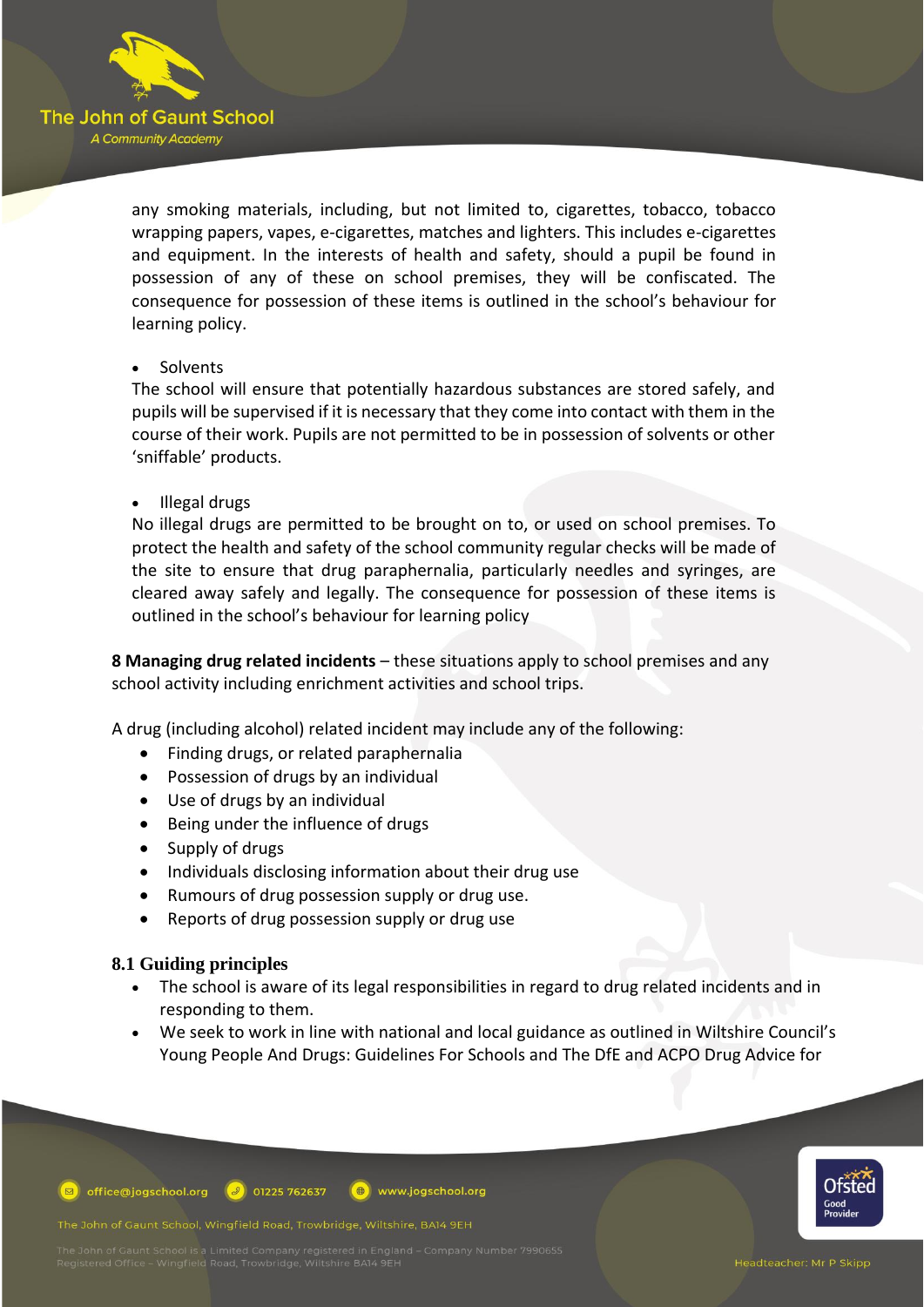any smoking materials, including, but not limited to, cigarettes, tobacco, tobacco wrapping papers, vapes, e-cigarettes, matches and lighters. This includes e-cigarettes and equipment. In the interests of health and safety, should a pupil be found in possession of any of these on school premises, they will be confiscated. The consequence for possession of these items is outlined in the school's behaviour for learning policy.

- Solvents

The school will ensure that potentially hazardous substances are stored safely, and pupils will be supervised if it is necessary that they come into contact with them in the course of their work. Pupils are not permitted to be in possession of solvents or other 'sniffable' products.

- Illegal drugs

No illegal drugs are permitted to be brought on to, or used on school premises. To protect the health and safety of the school community regular checks will be made of the site to ensure that drug paraphernalia, particularly needles and syringes, are cleared away safely and legally. The consequence for possession of these items is outlined in the school's behaviour for learning policy

**8 Managing drug related incidents** – these situations apply to school premises and any school activity including enrichment activities and school trips.

A drug (including alcohol) related incident may include any of the following:

- Finding drugs, or related paraphernalia
- Possession of drugs by an individual
- Use of drugs by an individual
- Being under the influence of drugs
- Supply of drugs
- Individuals disclosing information about their drug use
- Rumours of drug possession supply or drug use.
- Reports of drug possession supply or drug use

### 8.1 Guiding principles

- The school is aware of its legal responsibilities in regard to drug related incidents and in responding to them.
- We seek to work in line with national and local guidance as outlined in Wiltshire Council's Young People And Drugs: Guidelines For Schools and The DfE and ACPO Drug Advice for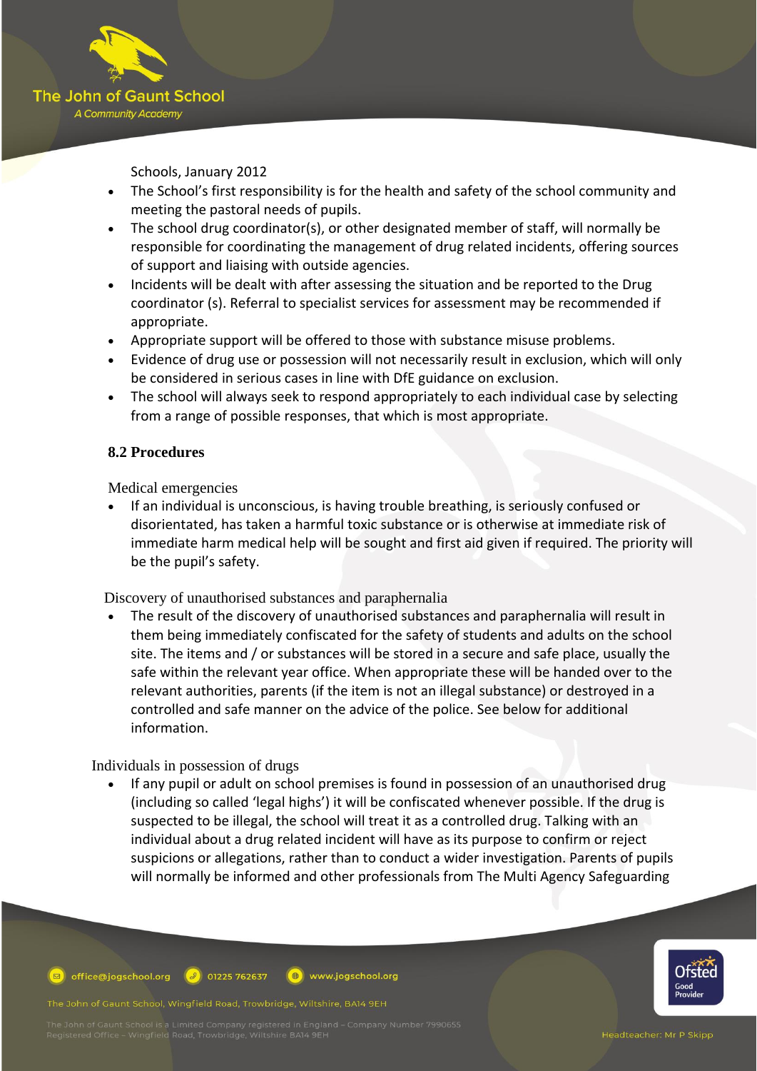Schools, January 2012

- The School's first responsibility is for the health and safety of the school community and meeting the pastoral needs of pupils.
- The school drug coordinator(s), or other designated member of staff, will normally be responsible for coordinating the management of drug related incidents, offering sources of support and liaising with outside agencies.
- Incidents will be dealt with after assessing the situation and be reported to the Drug coordinator (s). Referral to specialist services for assessment may be recommended if appropriate.
- Appropriate support will be offered to those with substance misuse problems.
- Evidence of drug use or possession will not necessarily result in exclusion, which will only be considered in serious cases in line with DfE guidance on exclusion.
- The school will always seek to respond appropriately to each individual case by selecting from a range of possible responses, that which is most appropriate.

### 8.2 Procedures

Medical emergencies

- If an individual is unconscious, is having trouble breathing, is seriously confused or disorientated, has taken a harmful toxic substance or is otherwise at immediate risk of immediate harm medical help will be sought and first aid given if required. The priority will be the pupil's safety.

Discovery of unauthorised substances and paraphernalia

- The result of the discovery of unauthorised substances and paraphernalia will result in them being immediately confiscated for the safety of students and adults on the school site. The items and / or substances will be stored in a secure and safe place, usually the safe within the relevant year office. When appropriate these will be handed over to the relevant authorities, parents (if the item is not an illegal substance) or destroyed in a controlled and safe manner on the advice of the police. See below for additional information.

Individuals in possession of drugs

- If any pupil or adult on school premises is found in possession of an unauthorised drug (including so called 'legal highs') it will be confiscated whenever possible. If the drug is suspected to be illegal, the school will treat it as a controlled drug. Talking with an individual about a drug related incident will have as its purpose to confirm or reject suspicions or allegations, rather than to conduct a wider investigation. Parents of pupils will normally be informed and other professionals from The Multi Agency Safeguarding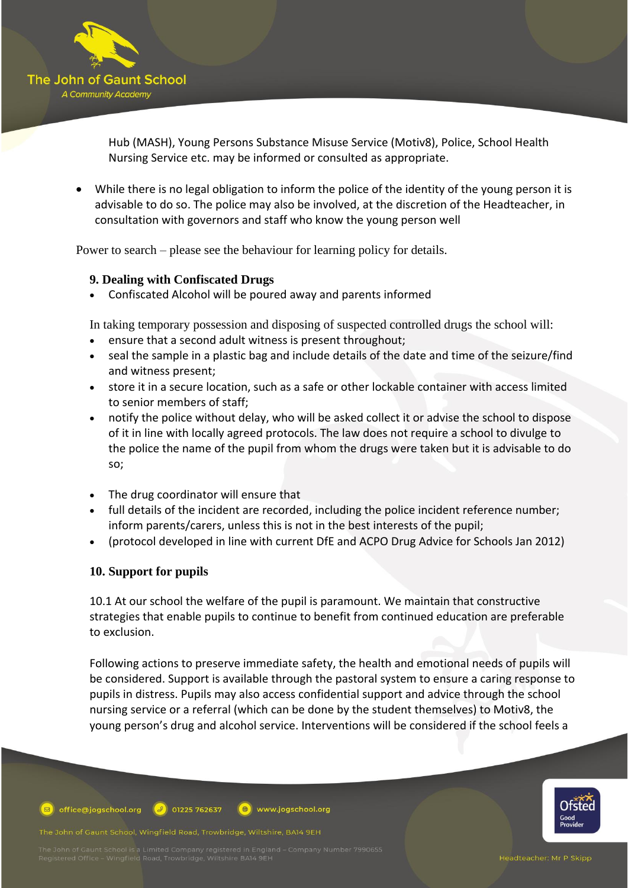Hub (MASH), Young Persons Substance Misuse Service (Motiv8), Police, School Health Nursing Service etc. may be informed or consulted as appropriate.

- While there is no legal obligation to inform the police of the identity of the young person it is advisable to do so. The police may also be involved, at the discretion of the Headteacher, in consultation with governors and staff who know the young person well

Power to search – please see the behaviour for learning policy for details.

### 9. Dealing with Confiscated Drugs

- Confiscated Alcohol will be poured away and parents informed

In taking temporary possession and disposing of suspected controlled drugs the school will:

- ensure that a second adult witness is present throughout;
- seal the sample in a plastic bag and include details of the date and time of the seizure/find and witness present;
- store it in a secure location, such as a safe or other lockable container with access limited to senior members of staff;
- notify the police without delay, who will be asked collect it or advise the school to dispose of it in line with locally agreed protocols. The law does not require a school to divulge to the police the name of the pupil from whom the drugs were taken but it is advisable to do so;

- The drug coordinator will ensure that
- full details of the incident are recorded, including the police incident reference number; inform parents/carers, unless this is not in the best interests of the pupil;
- (protocol developed in line with current DfE and ACPO Drug Advice for Schools Jan 2012)

### 10. Support for pupils

10.1 At our school the welfare of the pupil is paramount. We maintain that constructive strategies that enable pupils to continue to benefit from continued education are preferable to exclusion.

Following actions to preserve immediate safety, the health and emotional needs of pupils will be considered. Support is available through the pastoral system to ensure a caring response to pupils in distress. Pupils may also access confidential support and advice through the school nursing service or a referral (which can be done by the student themselves) to Motiv8, the young person's drug and alcohol service. Interventions will be considered if the school feels a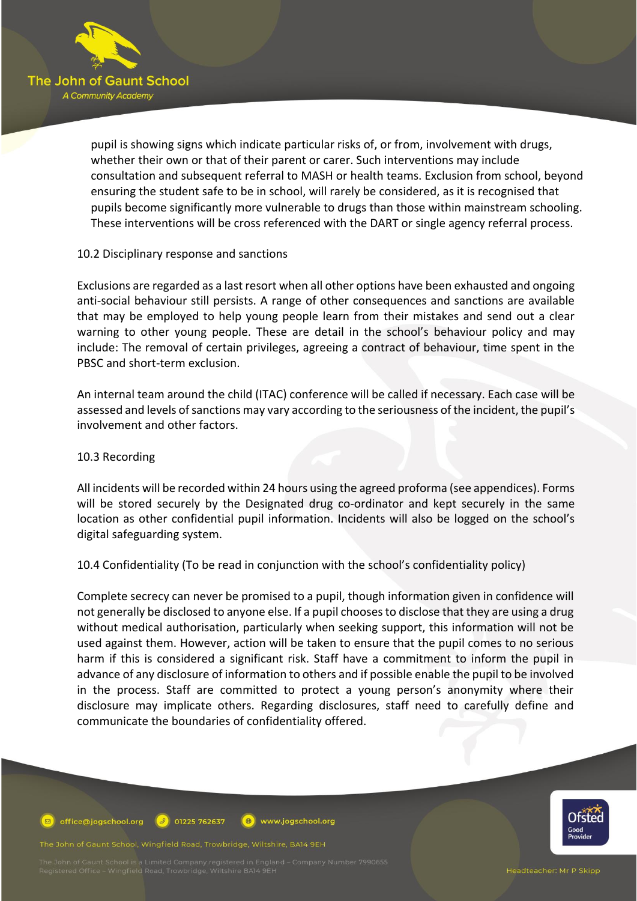pupil is showing signs which indicate particular risks of, or from, involvement with drugs, whether their own or that of their parent or carer. Such interventions may include consultation and subsequent referral to MASH or health teams. Exclusion from school, beyond ensuring the student safe to be in school, will rarely be considered, as it is recognised that pupils become significantly more vulnerable to drugs than those within mainstream schooling. These interventions will be cross referenced with the DART or single agency referral process.

10.2 Disciplinary response and sanctions

Exclusions are regarded as a last resort when all other options have been exhausted and ongoing anti-social behaviour still persists. A range of other consequences and sanctions are available that may be employed to help young people learn from their mistakes and send out a clear warning to other young people. These are detail in the school's behaviour policy and may include: The removal of certain privileges, agreeing a contract of behaviour, time spent in the PBSC and short-term exclusion.

An internal team around the child (ITAC) conference will be called if necessary. Each case will be assessed and levels of sanctions may vary according to the seriousness of the incident, the pupil's involvement and other factors.

10.3 Recording

All incidents will be recorded within 24 hours using the agreed proforma (see appendices). Forms will be stored securely by the Designated drug co-ordinator and kept securely in the same location as other confidential pupil information. Incidents will also be logged on the school's digital safeguarding system.

10.4 Confidentiality (To be read in conjunction with the school's confidentiality policy)

Complete secrecy can never be promised to a pupil, though information given in confidence will not generally be disclosed to anyone else. If a pupil chooses to disclose that they are using a drug without medical authorisation, particularly when seeking support, this information will not be used against them. However, action will be taken to ensure that the pupil comes to no serious harm if this is considered a significant risk. Staff have a commitment to inform the pupil in advance of any disclosure of information to others and if possible enable the pupil to be involved in the process. Staff are committed to protect a young person's anonymity where their disclosure may implicate others. Regarding disclosures, staff need to carefully define and communicate the boundaries of confidentiality offered.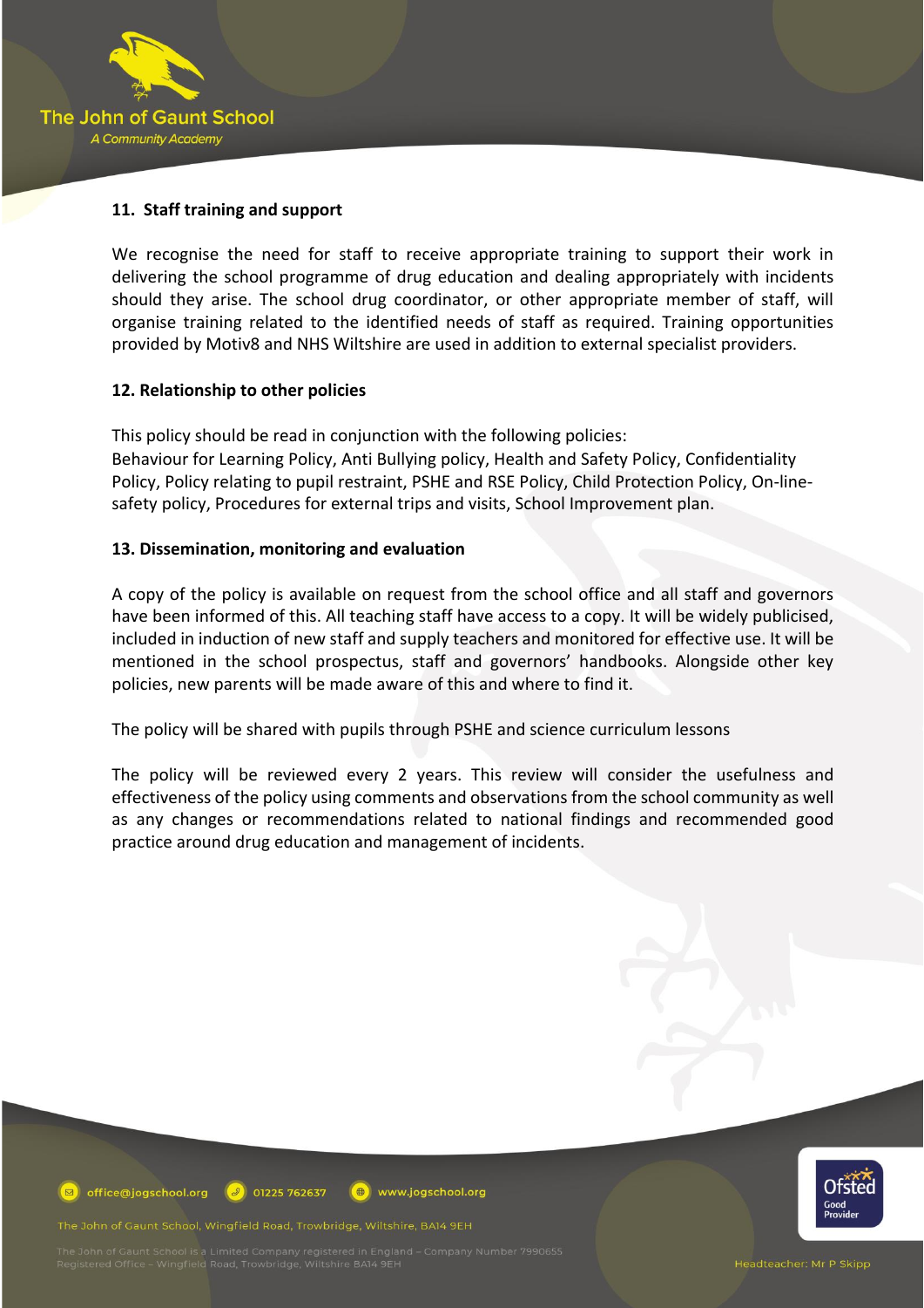## 11. Staff training and support

We recognise the need for staff to receive appropriate training to support their work in delivering the school programme of drug education and dealing appropriately with incidents should they arise. The school drug coordinator, or other appropriate member of staff, will organise training related to the identified needs of staff as required. Training opportunities provided by Motiv8 and NHS Wiltshire are used in addition to external specialist providers.

## 12. Relationship to other policies

This policy should be read in conjunction with the following policies:
Behaviour for Learning Policy, Anti Bullying policy, Health and Safety Policy, Confidentiality Policy, Policy relating to pupil restraint, PSHE and RSE Policy, Child Protection Policy, On-line-safety policy, Procedures for external trips and visits, School Improvement plan.

## 13. Dissemination, monitoring and evaluation

A copy of the policy is available on request from the school office and all staff and governors have been informed of this. All teaching staff have access to a copy. It will be widely publicised, included in induction of new staff and supply teachers and monitored for effective use. It will be mentioned in the school prospectus, staff and governors' handbooks. Alongside other key policies, new parents will be made aware of this and where to find it.

The policy will be shared with pupils through PSHE and science curriculum lessons

The policy will be reviewed every 2 years. This review will consider the usefulness and effectiveness of the policy using comments and observations from the school community as well as any changes or recommendations related to national findings and recommended good practice around drug education and management of incidents.